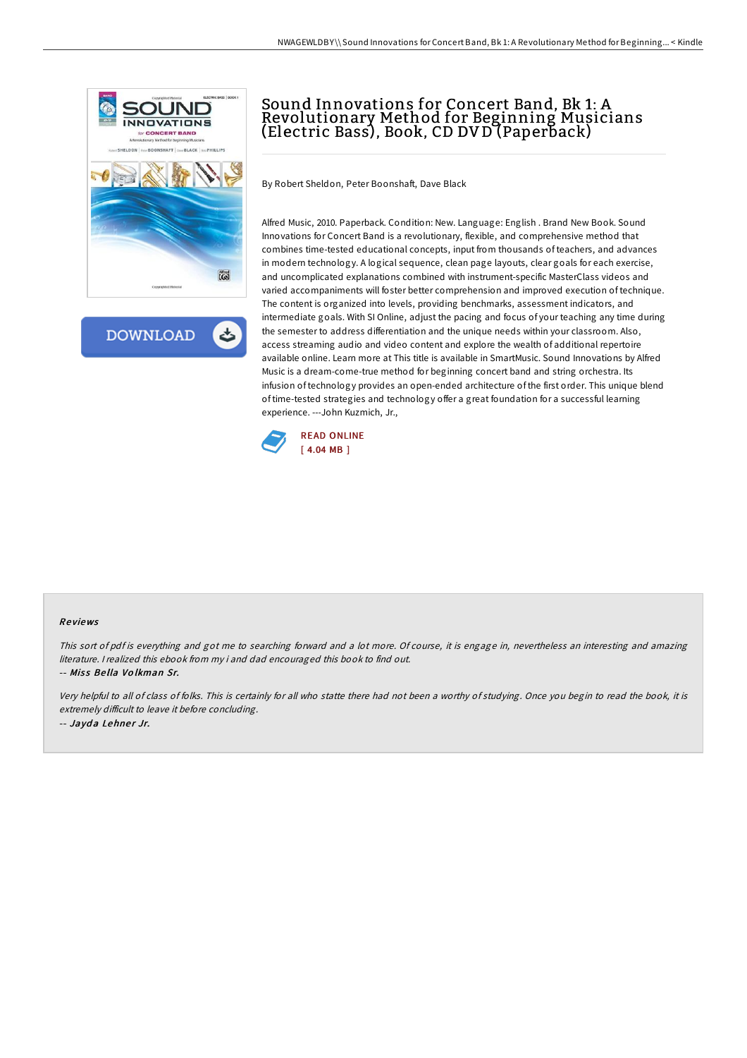# Sound Innovations for Concert Band, Bk 1: A Revolutionary Method for Beginning Musicians (Electric Bass), Book, CD DVD (Paperback)

By Robert Sheldon, Peter Boonshaft, Dave Black

Alfred Music, 2010. Paperback. Condition: New. Language: English . Brand New Book. Sound Innovations for Concert Band is a revolutionary, flexible, and comprehensive method that combines time-tested educational concepts, input from thousands of teachers, and advances in modern technology. A logical sequence, clean page layouts, clear goals for each exercise, and uncomplicated explanations combined with instrument-specific MasterClass videos and varied accompaniments will foster better comprehension and improved execution of technique. The content is organized into levels, providing benchmarks, assessment indicators, and intermediate goals. With SI Online, adjust the pacing and focus of your teaching any time during the semester to address differentiation and the unique needs within your classroom. Also, access streaming audio and video content and explore the wealth of additional repertoire available online. Learn more at This title is available in SmartMusic. Sound Innovations by Alfred Music is a dream-come-true method for beginning concert band and string orchestra. Its infusion of technology provides an open-ended architecture of the first order. This unique blend of time-tested strategies and technology offer a great foundation for a successful learning experience. ---John Kuzmich, Jr.,

READ ONLINE
[ 4.04 MB ]

### Reviews

*This sort of pdf is everything and got me to searching forward and a lot more. Of course, it is engage in, nevertheless an interesting and amazing literature. I realized this ebook from my i and dad encouraged this book to find out.*

*-- Miss Bella Volkman Sr.*

*Very helpful to all of class of folks. This is certainly for all who statte there had not been a worthy of studying. Once you begin to read the book, it is extremely difficult to leave it before concluding.*

*-- Jayda Lehner Jr.*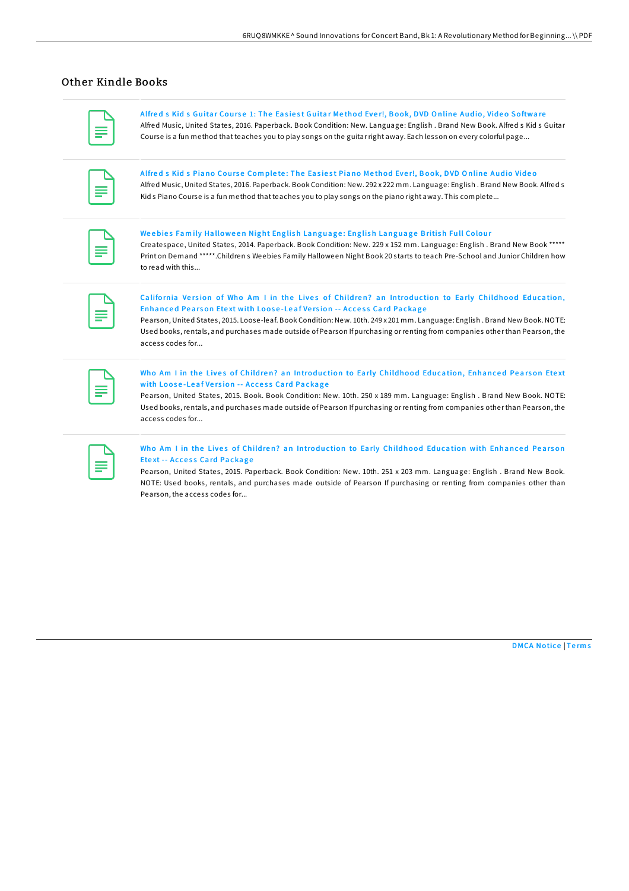## Other Kindle Books

**Alfred s Kid s Guitar Course 1: The Easiest Guitar Method Ever!, Book, DVD Online Audio, Video Software**

Alfred Music, United States, 2016. Paperback. Book Condition: New. Language: English . Brand New Book. Alfred s Kid s Guitar Course is a fun method that teaches you to play songs on the guitar right away. Each lesson on every colorful page...

**Alfred s Kid s Piano Course Complete: The Easiest Piano Method Ever!, Book, DVD Online Audio Video**

Alfred Music, United States, 2016. Paperback. Book Condition: New. 292 x 222 mm. Language: English . Brand New Book. Alfred s Kid s Piano Course is a fun method that teaches you to play songs on the piano right away. This complete...

**Weebies Family Halloween Night English Language: English Language British Full Colour**

Createspace, United States, 2014. Paperback. Book Condition: New. 229 x 152 mm. Language: English . Brand New Book ***** Print on Demand *****.Children s Weebies Family Halloween Night Book 20 starts to teach Pre-School and Junior Children how to read with this...

**California Version of Who Am I in the Lives of Children? an Introduction to Early Childhood Education, Enhanced Pearson Etext with Loose-Leaf Version -- Access Card Package**

Pearson, United States, 2015. Loose-leaf. Book Condition: New. 10th. 249 x 201 mm. Language: English . Brand New Book. NOTE: Used books, rentals, and purchases made outside of Pearson If purchasing or renting from companies other than Pearson, the access codes for...

**Who Am I in the Lives of Children? an Introduction to Early Childhood Education, Enhanced Pearson Etext with Loose-Leaf Version -- Access Card Package**

Pearson, United States, 2015. Book. Book Condition: New. 10th. 250 x 189 mm. Language: English . Brand New Book. NOTE: Used books, rentals, and purchases made outside of Pearson If purchasing or renting from companies other than Pearson, the access codes for...

**Who Am I in the Lives of Children? an Introduction to Early Childhood Education with Enhanced Pearson Etext -- Access Card Package**

Pearson, United States, 2015. Paperback. Book Condition: New. 10th. 251 x 203 mm. Language: English . Brand New Book. NOTE: Used books, rentals, and purchases made outside of Pearson If purchasing or renting from companies other than Pearson, the access codes for...

DMCA Notice | Terms